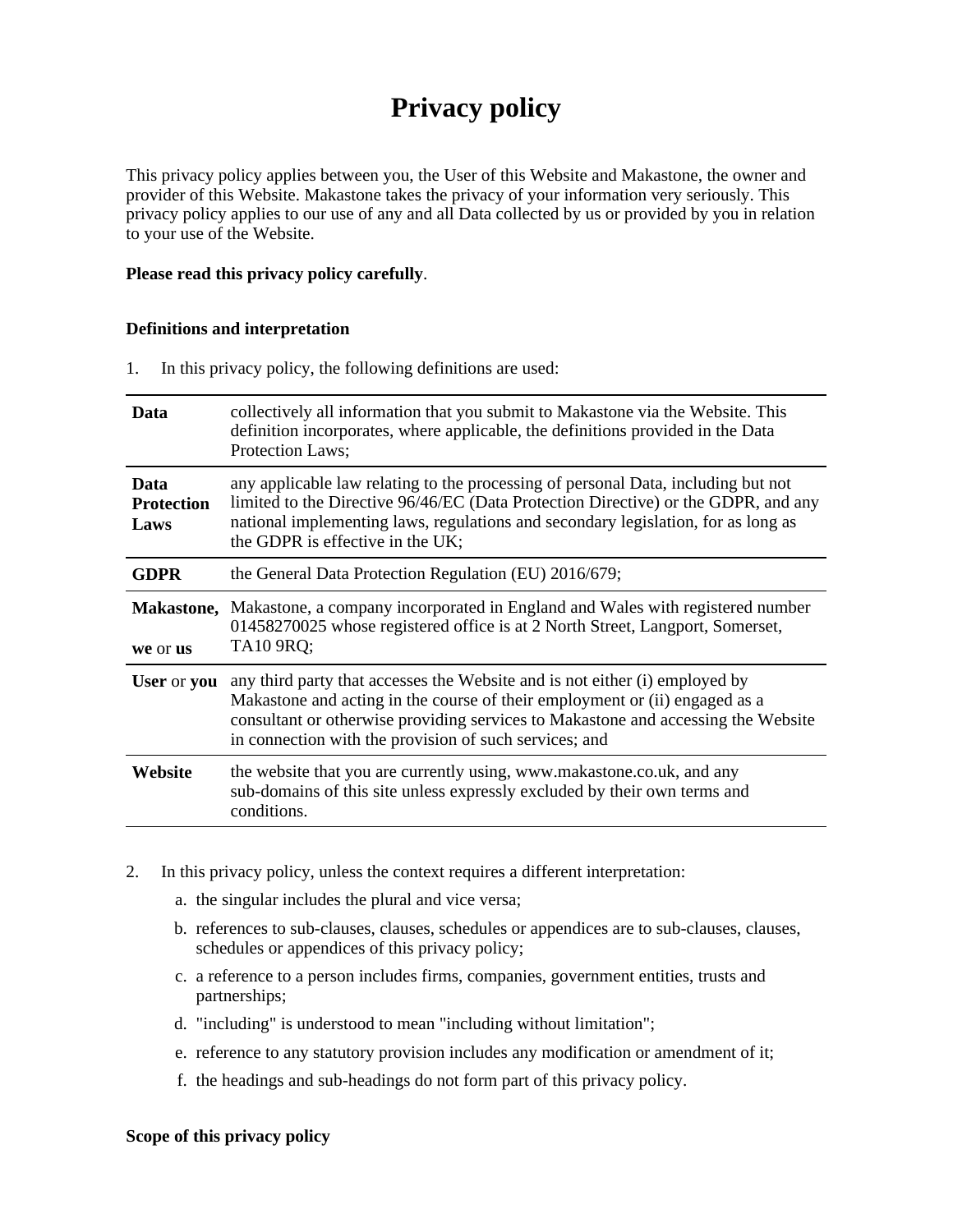# Privacy policy

This privacy policy applies between you, the User of this Website and Makastone, the owner and provider of this Website. Makastone takes the privacy of your information very seriously. This privacy policy applies to our use of any and all Data collected by us or provided by you in relation to your use of the Website.

**Please read this privacy policy carefully**.

### Definitions and interpretation

1. In this privacy policy, the following definitions are used:

| | |
|---|---|
| **Data** | collectively all information that you submit to Makastone via the Website. This definition incorporates, where applicable, the definitions provided in the Data Protection Laws; |
| **Data Protection Laws** | any applicable law relating to the processing of personal Data, including but not limited to the Directive 96/46/EC (Data Protection Directive) or the GDPR, and any national implementing laws, regulations and secondary legislation, for as long as the GDPR is effective in the UK; |
| **GDPR** | the General Data Protection Regulation (EU) 2016/679; |
| **Makastone, we** or **us** | Makastone, a company incorporated in England and Wales with registered number 01458270025 whose registered office is at 2 North Street, Langport, Somerset, TA10 9RQ; |
| **User** or **you** | any third party that accesses the Website and is not either (i) employed by Makastone and acting in the course of their employment or (ii) engaged as a consultant or otherwise providing services to Makastone and accessing the Website in connection with the provision of such services; and |
| **Website** | the website that you are currently using, www.makastone.co.uk, and any sub-domains of this site unless expressly excluded by their own terms and conditions. |

2. In this privacy policy, unless the context requires a different interpretation:
   a. the singular includes the plural and vice versa;
   b. references to sub-clauses, clauses, schedules or appendices are to sub-clauses, clauses, schedules or appendices of this privacy policy;
   c. a reference to a person includes firms, companies, government entities, trusts and partnerships;
   d. "including" is understood to mean "including without limitation";
   e. reference to any statutory provision includes any modification or amendment of it;
   f. the headings and sub-headings do not form part of this privacy policy.

### Scope of this privacy policy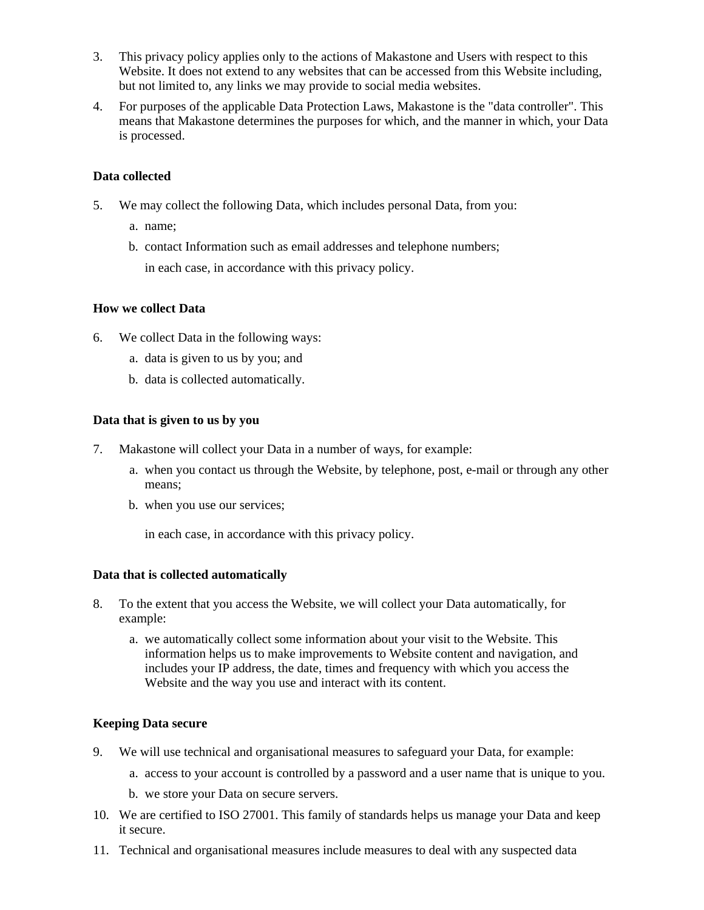3. This privacy policy applies only to the actions of Makastone and Users with respect to this Website. It does not extend to any websites that can be accessed from this Website including, but not limited to, any links we may provide to social media websites.
4. For purposes of the applicable Data Protection Laws, Makastone is the "data controller". This means that Makastone determines the purposes for which, and the manner in which, your Data is processed.

**Data collected**

5. We may collect the following Data, which includes personal Data, from you:
   a. name;
   b. contact Information such as email addresses and telephone numbers;

   in each case, in accordance with this privacy policy.

**How we collect Data**

6. We collect Data in the following ways:
   a. data is given to us by you; and
   b. data is collected automatically.

**Data that is given to us by you**

7. Makastone will collect your Data in a number of ways, for example:
   a. when you contact us through the Website, by telephone, post, e-mail or through any other means;
   b. when you use our services;

   in each case, in accordance with this privacy policy.

**Data that is collected automatically**

8. To the extent that you access the Website, we will collect your Data automatically, for example:
   a. we automatically collect some information about your visit to the Website. This information helps us to make improvements to Website content and navigation, and includes your IP address, the date, times and frequency with which you access the Website and the way you use and interact with its content.

**Keeping Data secure**

9. We will use technical and organisational measures to safeguard your Data, for example:
   a. access to your account is controlled by a password and a user name that is unique to you.
   b. we store your Data on secure servers.
10. We are certified to ISO 27001. This family of standards helps us manage your Data and keep it secure.
11. Technical and organisational measures include measures to deal with any suspected data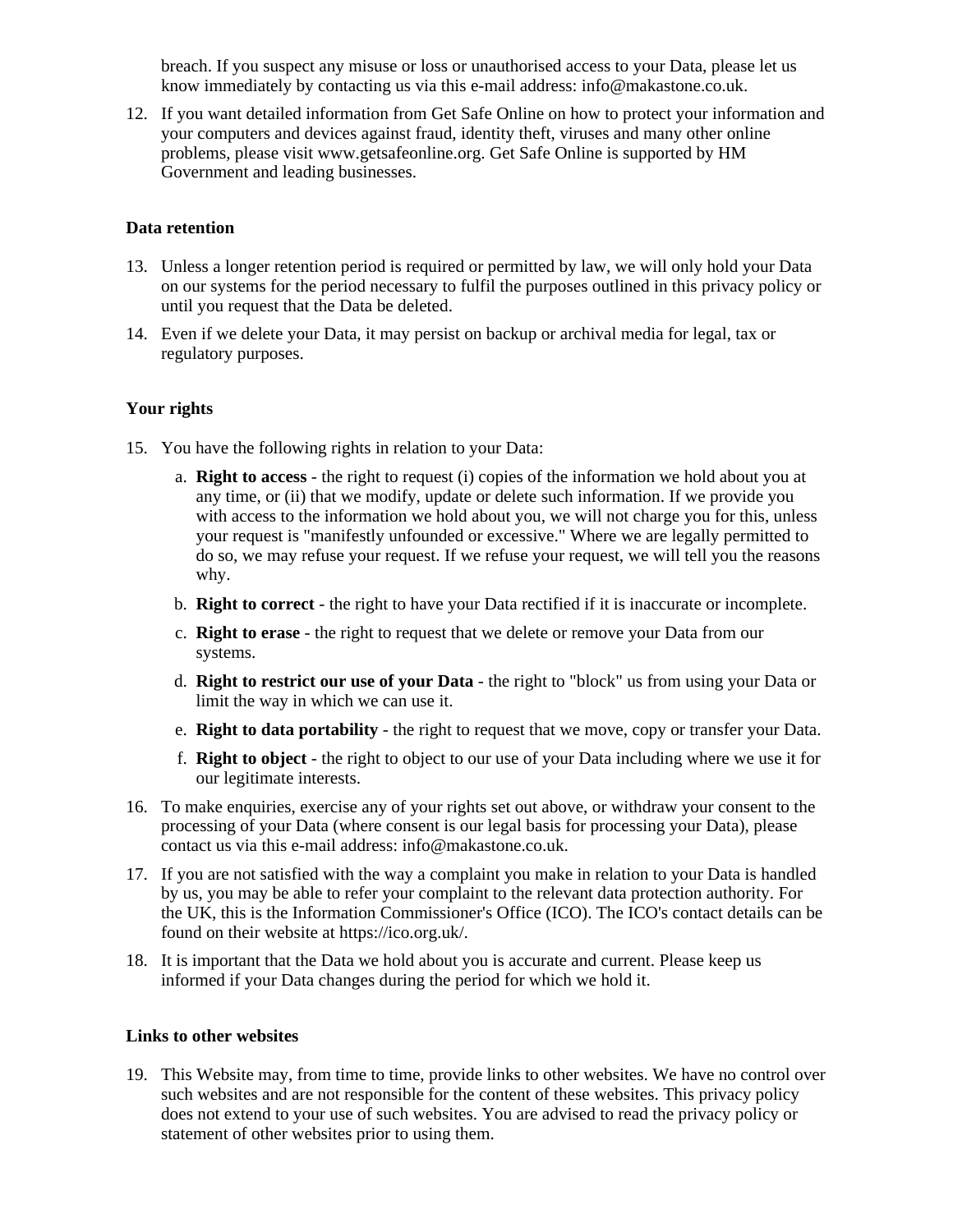breach. If you suspect any misuse or loss or unauthorised access to your Data, please let us know immediately by contacting us via this e-mail address: info@makastone.co.uk.

12. If you want detailed information from Get Safe Online on how to protect your information and your computers and devices against fraud, identity theft, viruses and many other online problems, please visit www.getsafeonline.org. Get Safe Online is supported by HM Government and leading businesses.

**Data retention**

13. Unless a longer retention period is required or permitted by law, we will only hold your Data on our systems for the period necessary to fulfil the purposes outlined in this privacy policy or until you request that the Data be deleted.
14. Even if we delete your Data, it may persist on backup or archival media for legal, tax or regulatory purposes.

**Your rights**

15. You have the following rights in relation to your Data:
    a. **Right to access** - the right to request (i) copies of the information we hold about you at any time, or (ii) that we modify, update or delete such information. If we provide you with access to the information we hold about you, we will not charge you for this, unless your request is "manifestly unfounded or excessive." Where we are legally permitted to do so, we may refuse your request. If we refuse your request, we will tell you the reasons why.
    b. **Right to correct** - the right to have your Data rectified if it is inaccurate or incomplete.
    c. **Right to erase** - the right to request that we delete or remove your Data from our systems.
    d. **Right to restrict our use of your Data** - the right to "block" us from using your Data or limit the way in which we can use it.
    e. **Right to data portability** - the right to request that we move, copy or transfer your Data.
    f. **Right to object** - the right to object to our use of your Data including where we use it for our legitimate interests.
16. To make enquiries, exercise any of your rights set out above, or withdraw your consent to the processing of your Data (where consent is our legal basis for processing your Data), please contact us via this e-mail address: info@makastone.co.uk.
17. If you are not satisfied with the way a complaint you make in relation to your Data is handled by us, you may be able to refer your complaint to the relevant data protection authority. For the UK, this is the Information Commissioner's Office (ICO). The ICO's contact details can be found on their website at https://ico.org.uk/.
18. It is important that the Data we hold about you is accurate and current. Please keep us informed if your Data changes during the period for which we hold it.

**Links to other websites**

19. This Website may, from time to time, provide links to other websites. We have no control over such websites and are not responsible for the content of these websites. This privacy policy does not extend to your use of such websites. You are advised to read the privacy policy or statement of other websites prior to using them.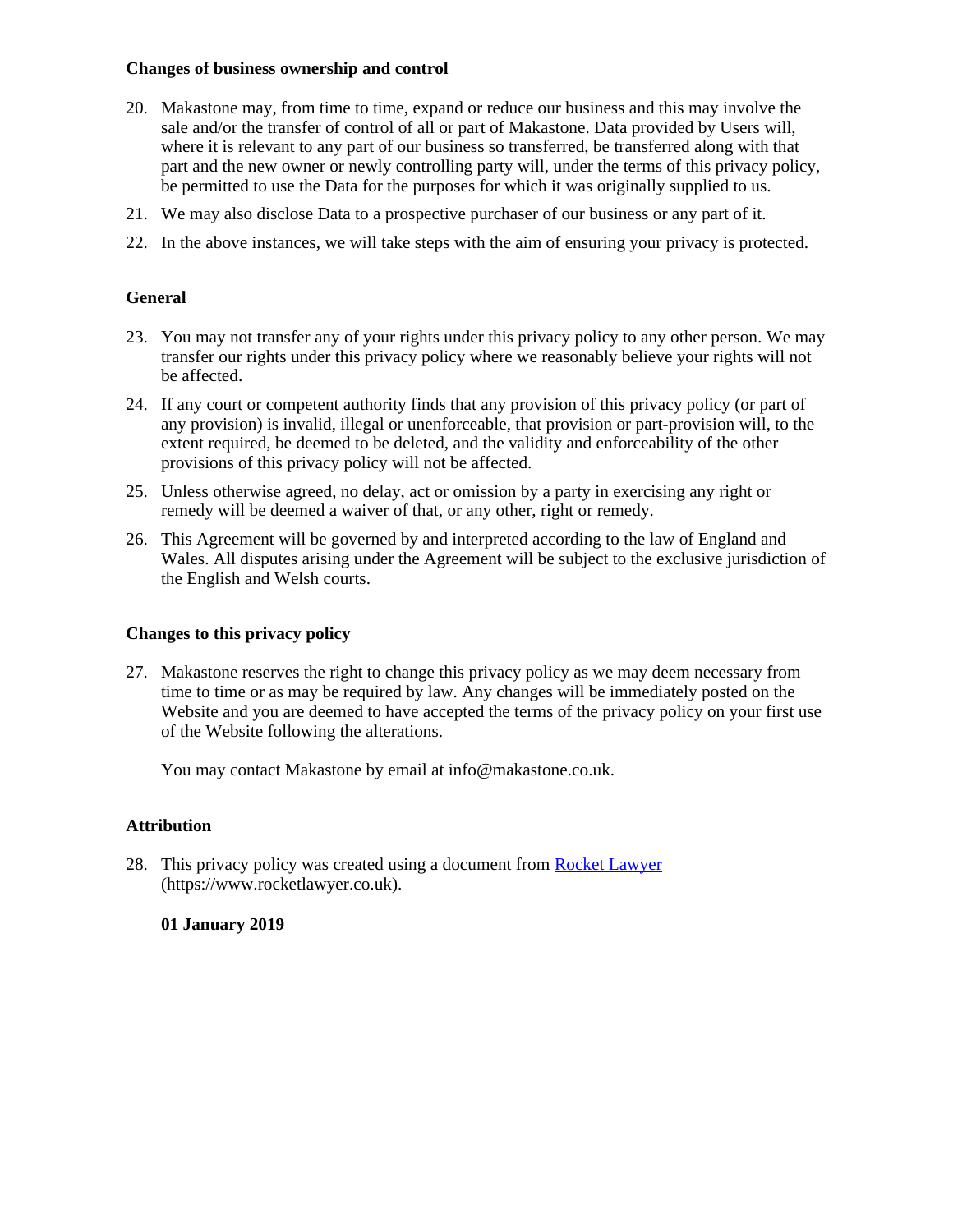**Changes of business ownership and control**

20. Makastone may, from time to time, expand or reduce our business and this may involve the sale and/or the transfer of control of all or part of Makastone. Data provided by Users will, where it is relevant to any part of our business so transferred, be transferred along with that part and the new owner or newly controlling party will, under the terms of this privacy policy, be permitted to use the Data for the purposes for which it was originally supplied to us.
21. We may also disclose Data to a prospective purchaser of our business or any part of it.
22. In the above instances, we will take steps with the aim of ensuring your privacy is protected.

**General**

23. You may not transfer any of your rights under this privacy policy to any other person. We may transfer our rights under this privacy policy where we reasonably believe your rights will not be affected.
24. If any court or competent authority finds that any provision of this privacy policy (or part of any provision) is invalid, illegal or unenforceable, that provision or part-provision will, to the extent required, be deemed to be deleted, and the validity and enforceability of the other provisions of this privacy policy will not be affected.
25. Unless otherwise agreed, no delay, act or omission by a party in exercising any right or remedy will be deemed a waiver of that, or any other, right or remedy.
26. This Agreement will be governed by and interpreted according to the law of England and Wales. All disputes arising under the Agreement will be subject to the exclusive jurisdiction of the English and Welsh courts.

**Changes to this privacy policy**

27. Makastone reserves the right to change this privacy policy as we may deem necessary from time to time or as may be required by law. Any changes will be immediately posted on the Website and you are deemed to have accepted the terms of the privacy policy on your first use of the Website following the alterations.

    You may contact Makastone by email at info@makastone.co.uk.

**Attribution**

28. This privacy policy was created using a document from [Rocket Lawyer](https://www.rocketlawyer.co.uk) (https://www.rocketlawyer.co.uk).

    **01 January 2019**